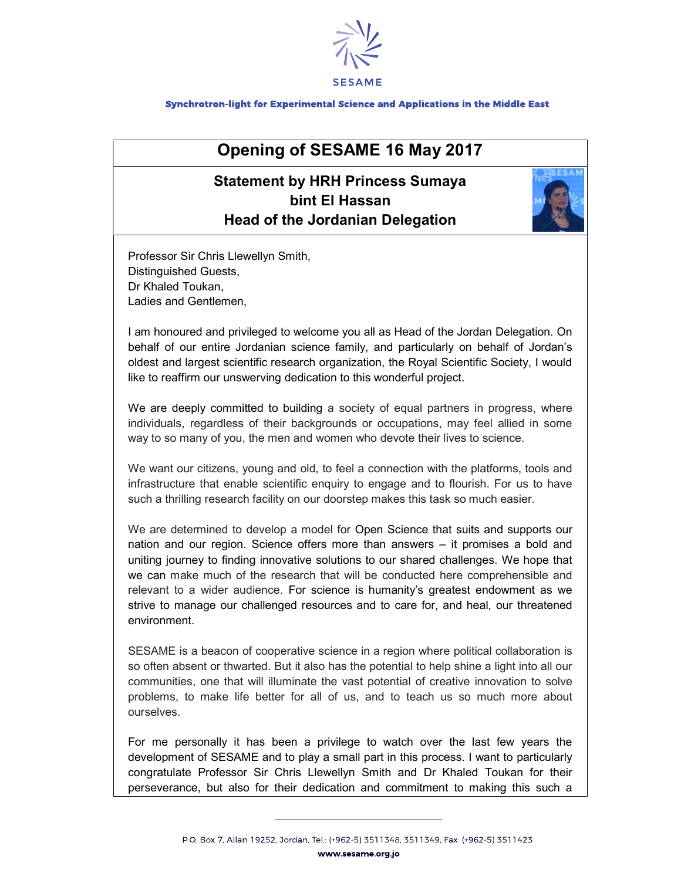SESAME

Synchrotron-light for Experimental Science and Applications in the Middle East

# Opening of SESAME 16 May 2017

## Statement by HRH Princess Sumaya bint El Hassan Head of the Jordanian Delegation

Professor Sir Chris Llewellyn Smith,
Distinguished Guests,
Dr Khaled Toukan,
Ladies and Gentlemen,

I am honoured and privileged to welcome you all as Head of the Jordan Delegation. On behalf of our entire Jordanian science family, and particularly on behalf of Jordan's oldest and largest scientific research organization, the Royal Scientific Society, I would like to reaffirm our unswerving dedication to this wonderful project.

We are deeply committed to building a society of equal partners in progress, where individuals, regardless of their backgrounds or occupations, may feel allied in some way to so many of you, the men and women who devote their lives to science.

We want our citizens, young and old, to feel a connection with the platforms, tools and infrastructure that enable scientific enquiry to engage and to flourish. For us to have such a thrilling research facility on our doorstep makes this task so much easier.

We are determined to develop a model for Open Science that suits and supports our nation and our region. Science offers more than answers – it promises a bold and uniting journey to finding innovative solutions to our shared challenges. We hope that we can make much of the research that will be conducted here comprehensible and relevant to a wider audience. For science is humanity's greatest endowment as we strive to manage our challenged resources and to care for, and heal, our threatened environment.

SESAME is a beacon of cooperative science in a region where political collaboration is so often absent or thwarted. But it also has the potential to help shine a light into all our communities, one that will illuminate the vast potential of creative innovation to solve problems, to make life better for all of us, and to teach us so much more about ourselves.

For me personally it has been a privilege to watch over the last few years the development of SESAME and to play a small part in this process. I want to particularly congratulate Professor Sir Chris Llewellyn Smith and Dr Khaled Toukan for their perseverance, but also for their dedication and commitment to making this such a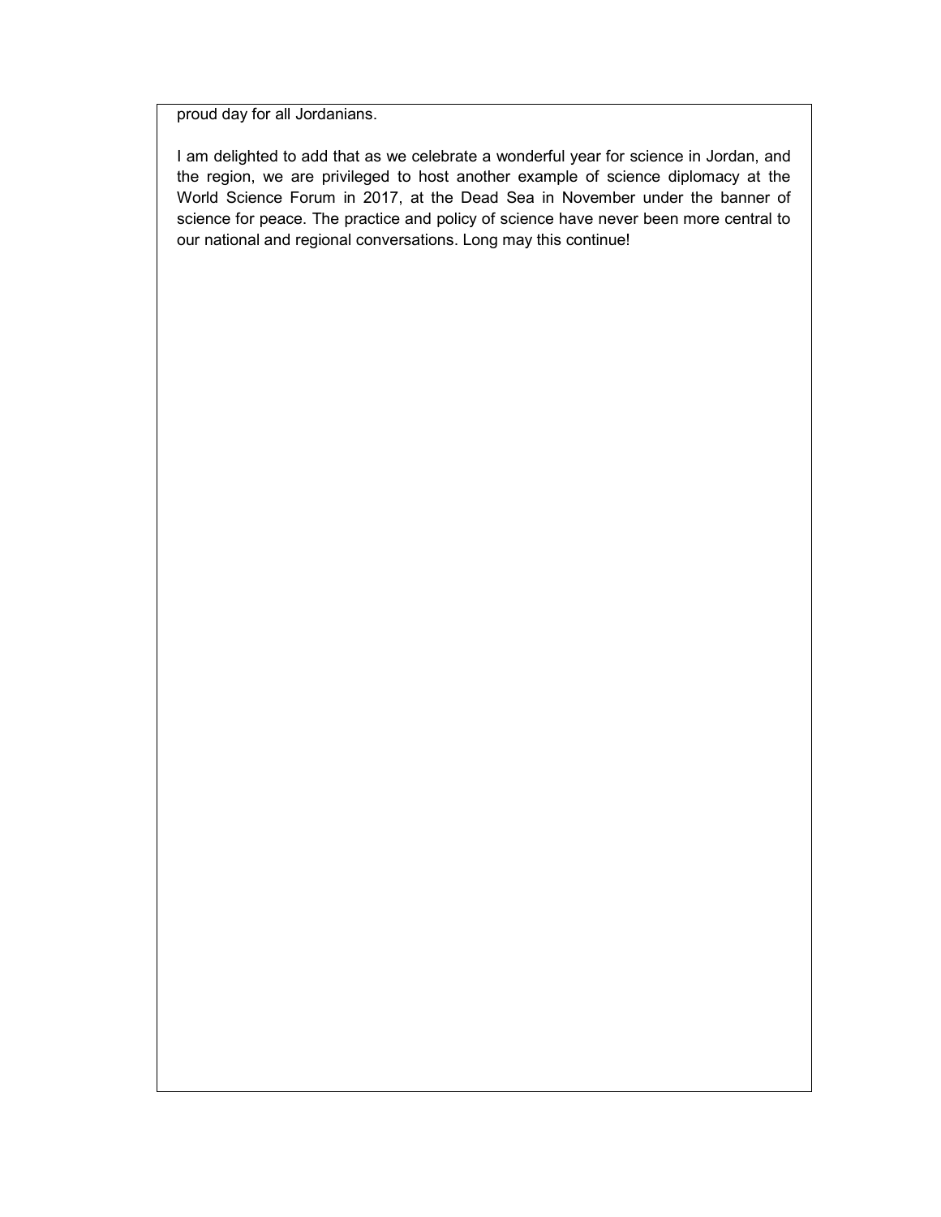proud day for all Jordanians.

I am delighted to add that as we celebrate a wonderful year for science in Jordan, and the region, we are privileged to host another example of science diplomacy at the World Science Forum in 2017, at the Dead Sea in November under the banner of science for peace. The practice and policy of science have never been more central to our national and regional conversations. Long may this continue!